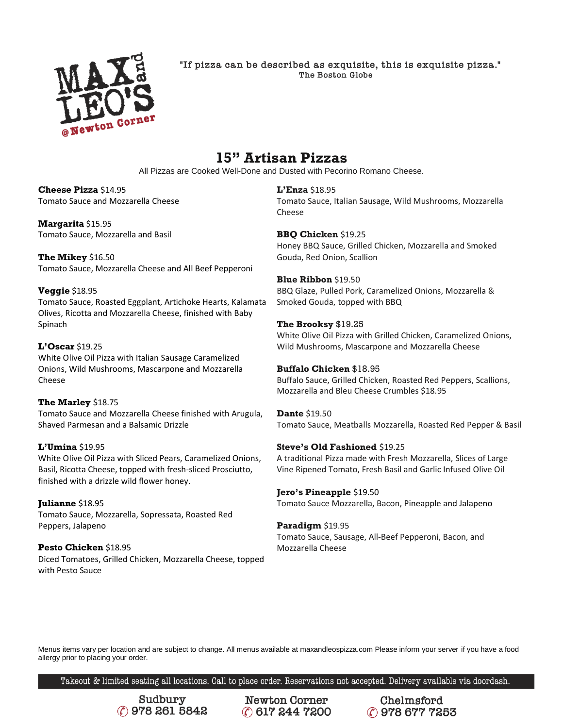MAX and LEO'S @Newton Corner

"If pizza can be described as exquisite, this is exquisite pizza."
The Boston Globe

# 15" Artisan Pizzas

All Pizzas are Cooked Well-Done and Dusted with Pecorino Romano Cheese.

**Cheese Pizza** $14.95
Tomato Sauce and Mozzarella Cheese

**Margarita** $15.95
Tomato Sauce, Mozzarella and Basil

**The Mikey** $16.50
Tomato Sauce, Mozzarella Cheese and All Beef Pepperoni

**Veggie** $18.95
Tomato Sauce, Roasted Eggplant, Artichoke Hearts, Kalamata Olives, Ricotta and Mozzarella Cheese, finished with Baby Spinach

**L'Oscar** $19.25
White Olive Oil Pizza with Italian Sausage Caramelized Onions, Wild Mushrooms, Mascarpone and Mozzarella Cheese

**The Marley** $18.75
Tomato Sauce and Mozzarella Cheese finished with Arugula, Shaved Parmesan and a Balsamic Drizzle

**L'Umina** $19.95
White Olive Oil Pizza with Sliced Pears, Caramelized Onions, Basil, Ricotta Cheese, topped with fresh-sliced Prosciutto, finished with a drizzle wild flower honey.

**Julianne** $18.95
Tomato Sauce, Mozzarella, Sopressata, Roasted Red Peppers, Jalapeno

**Pesto Chicken** $18.95
Diced Tomatoes, Grilled Chicken, Mozzarella Cheese, topped with Pesto Sauce

**L'Enza** $18.95
Tomato Sauce, Italian Sausage, Wild Mushrooms, Mozzarella Cheese

**BBQ Chicken** $19.25
Honey BBQ Sauce, Grilled Chicken, Mozzarella and Smoked Gouda, Red Onion, Scallion

**Blue Ribbon** $19.50
BBQ Glaze, Pulled Pork, Caramelized Onions, Mozzarella & Smoked Gouda, topped with BBQ

**The Brooksy** $19.25
White Olive Oil Pizza with Grilled Chicken, Caramelized Onions, Wild Mushrooms, Mascarpone and Mozzarella Cheese

**Buffalo Chicken** $18.95
Buffalo Sauce, Grilled Chicken, Roasted Red Peppers, Scallions, Mozzarella and Bleu Cheese Crumbles $18.95

**Dante** $19.50
Tomato Sauce, Meatballs Mozzarella, Roasted Red Pepper & Basil

**Steve's Old Fashioned** $19.25
A traditional Pizza made with Fresh Mozzarella, Slices of Large Vine Ripened Tomato, Fresh Basil and Garlic Infused Olive Oil

**Jero's Pineapple** $19.50
Tomato Sauce Mozzarella, Bacon, Pineapple and Jalapeno

**Paradigm** $19.95
Tomato Sauce, Sausage, All-Beef Pepperoni, Bacon, and Mozzarella Cheese

Menus items vary per location and are subject to change. All menus available at maxandleospizza.com Please inform your server if you have a food allergy prior to placing your order.

Takeout & limited seating all locations. Call to place order. Reservations not accepted. Delivery available via doordash.

Sudbury 978 261 5842 | Newton Corner 617 244 7200 | Chelmsford 978 677 7253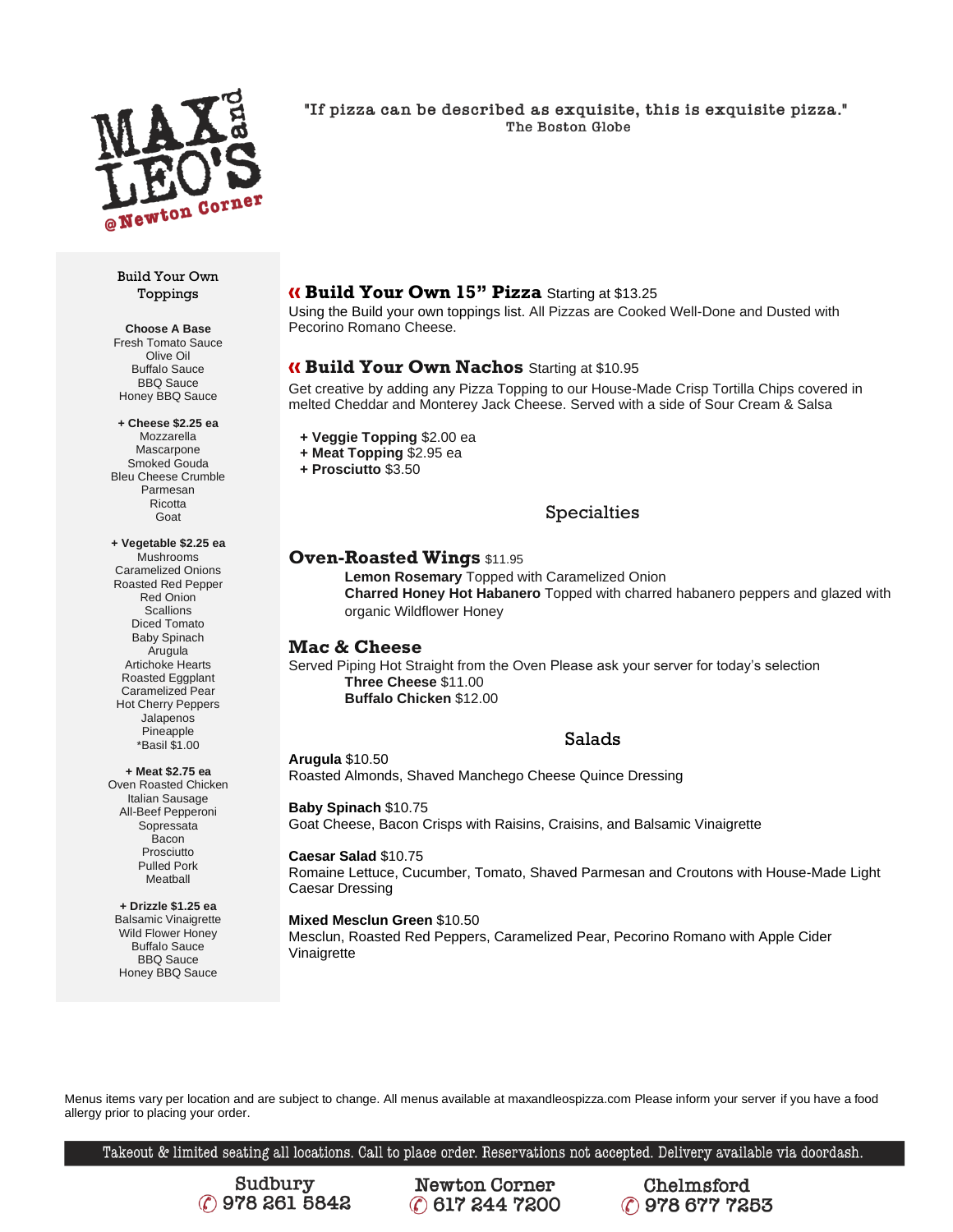"If pizza can be described as exquisite, this is exquisite pizza."
The Boston Globe

## Build Your Own Toppings

**Choose A Base**
Fresh Tomato Sauce
Olive Oil
Buffalo Sauce
BBQ Sauce
Honey BBQ Sauce

**+ Cheese $2.25 ea**
Mozzarella
Mascarpone
Smoked Gouda
Bleu Cheese Crumble
Parmesan
Ricotta
Goat

**+ Vegetable $2.25 ea**
Mushrooms
Caramelized Onions
Roasted Red Pepper
Red Onion
Scallions
Diced Tomato
Baby Spinach
Arugula
Artichoke Hearts
Roasted Eggplant
Caramelized Pear
Hot Cherry Peppers
Jalapenos
Pineapple
*Basil $1.00

**+ Meat $2.75 ea**
Oven Roasted Chicken
Italian Sausage
All-Beef Pepperoni
Sopressata
Bacon
Prosciutto
Pulled Pork
Meatball

**+ Drizzle $1.25 ea**
Balsamic Vinaigrette
Wild Flower Honey
Buffalo Sauce
BBQ Sauce
Honey BBQ Sauce

## « Build Your Own 15" Pizza Starting at $13.25

Using the Build your own toppings list. All Pizzas are Cooked Well-Done and Dusted with Pecorino Romano Cheese.

## « Build Your Own Nachos Starting at $10.95

Get creative by adding any Pizza Topping to our House-Made Crisp Tortilla Chips covered in melted Cheddar and Monterey Jack Cheese. Served with a side of Sour Cream & Salsa

- **+ Veggie Topping** $2.00 ea
- **+ Meat Topping** $2.95 ea
- **+ Prosciutto** $3.50

## Specialties

### Oven-Roasted Wings $11.95

**Lemon Rosemary** Topped with Caramelized Onion
**Charred Honey Hot Habanero** Topped with charred habanero peppers and glazed with organic Wildflower Honey

### Mac & Cheese

Served Piping Hot Straight from the Oven Please ask your server for today's selection
**Three Cheese** $11.00
**Buffalo Chicken** $12.00

## Salads

**Arugula** $10.50
Roasted Almonds, Shaved Manchego Cheese Quince Dressing

**Baby Spinach** $10.75
Goat Cheese, Bacon Crisps with Raisins, Craisins, and Balsamic Vinaigrette

**Caesar Salad** $10.75
Romaine Lettuce, Cucumber, Tomato, Shaved Parmesan and Croutons with House-Made Light Caesar Dressing

**Mixed Mesclun Green** $10.50
Mesclun, Roasted Red Peppers, Caramelized Pear, Pecorino Romano with Apple Cider Vinaigrette

Menus items vary per location and are subject to change. All menus available at maxandleospizza.com Please inform your server if you have a food allergy prior to placing your order.

Takeout & limited seating all locations. Call to place order. Reservations not accepted. Delivery available via doordash.

Sudbury 978 261 5842
Newton Corner 617 244 7200
Chelmsford 978 677 7253